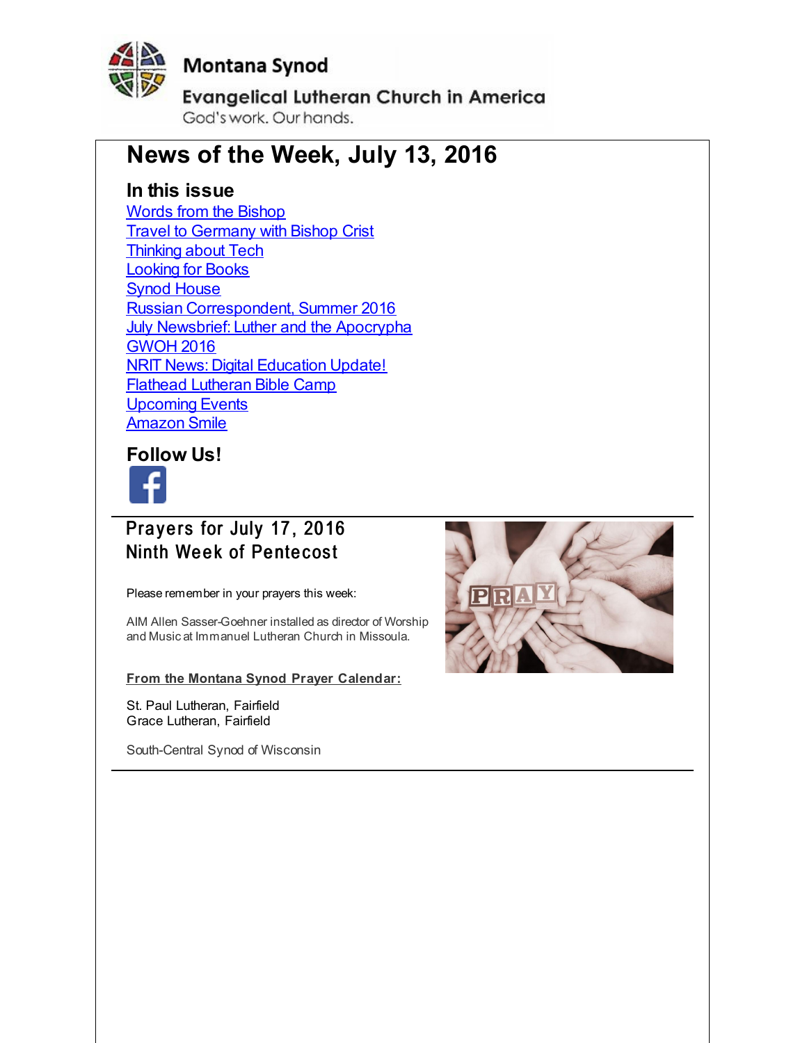Montana Synod

Evangelical Lutheran Church in America

God's work. Our hands.

# News of the Week, July 13, 2016

## In this issue

- Words from the Bishop
- Travel to Germany with Bishop Crist
- Thinking about Tech
- Looking for Books
- Synod House
- Russian Correspondent, Summer 2016
- July Newsbrief: Luther and the Apocrypha
- GWOH 2016
- NRIT News: Digital Education Update!
- Flathead Lutheran Bible Camp
- Upcoming Events
- Amazon Smile

## Follow Us!

---

## Prayers for July 17, 2016
## Ninth Week of Pentecost

Please remember in your prayers this week:

AIM Allen Sasser-Goehner installed as director of Worship and Music at Immanuel Lutheran Church in Missoula.

**From the Montana Synod Prayer Calendar:**

St. Paul Lutheran, Fairfield
Grace Lutheran, Fairfield

South-Central Synod of Wisconsin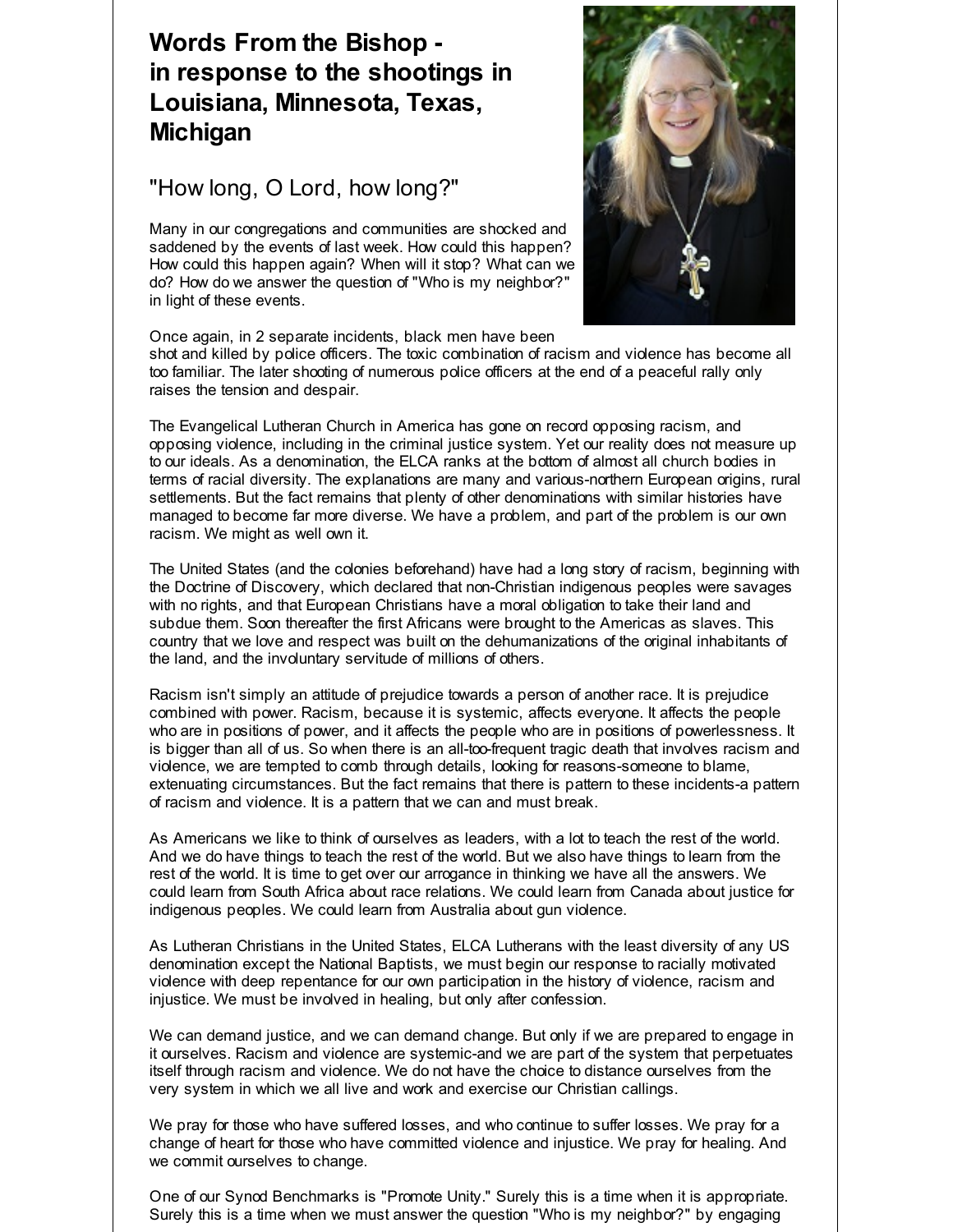# Words From the Bishop - in response to the shootings in Louisiana, Minnesota, Texas, Michigan

## "How long, O Lord, how long?"

Many in our congregations and communities are shocked and saddened by the events of last week. How could this happen? How could this happen again? When will it stop? What can we do? How do we answer the question of "Who is my neighbor?" in light of these events.

Once again, in 2 separate incidents, black men have been shot and killed by police officers. The toxic combination of racism and violence has become all too familiar. The later shooting of numerous police officers at the end of a peaceful rally only raises the tension and despair.

The Evangelical Lutheran Church in America has gone on record opposing racism, and opposing violence, including in the criminal justice system. Yet our reality does not measure up to our ideals. As a denomination, the ELCA ranks at the bottom of almost all church bodies in terms of racial diversity. The explanations are many and various-northern European origins, rural settlements. But the fact remains that plenty of other denominations with similar histories have managed to become far more diverse. We have a problem, and part of the problem is our own racism. We might as well own it.

The United States (and the colonies beforehand) have had a long story of racism, beginning with the Doctrine of Discovery, which declared that non-Christian indigenous peoples were savages with no rights, and that European Christians have a moral obligation to take their land and subdue them. Soon thereafter the first Africans were brought to the Americas as slaves. This country that we love and respect was built on the dehumanizations of the original inhabitants of the land, and the involuntary servitude of millions of others.

Racism isn't simply an attitude of prejudice towards a person of another race. It is prejudice combined with power. Racism, because it is systemic, affects everyone. It affects the people who are in positions of power, and it affects the people who are in positions of powerlessness. It is bigger than all of us. So when there is an all-too-frequent tragic death that involves racism and violence, we are tempted to comb through details, looking for reasons-someone to blame, extenuating circumstances. But the fact remains that there is pattern to these incidents-a pattern of racism and violence. It is a pattern that we can and must break.

As Americans we like to think of ourselves as leaders, with a lot to teach the rest of the world. And we do have things to teach the rest of the world. But we also have things to learn from the rest of the world. It is time to get over our arrogance in thinking we have all the answers. We could learn from South Africa about race relations. We could learn from Canada about justice for indigenous peoples. We could learn from Australia about gun violence.

As Lutheran Christians in the United States, ELCA Lutherans with the least diversity of any US denomination except the National Baptists, we must begin our response to racially motivated violence with deep repentance for our own participation in the history of violence, racism and injustice. We must be involved in healing, but only after confession.

We can demand justice, and we can demand change. But only if we are prepared to engage in it ourselves. Racism and violence are systemic-and we are part of the system that perpetuates itself through racism and violence. We do not have the choice to distance ourselves from the very system in which we all live and work and exercise our Christian callings.

We pray for those who have suffered losses, and who continue to suffer losses. We pray for a change of heart for those who have committed violence and injustice. We pray for healing. And we commit ourselves to change.

One of our Synod Benchmarks is "Promote Unity." Surely this is a time when it is appropriate. Surely this is a time when we must answer the question "Who is my neighbor?" by engaging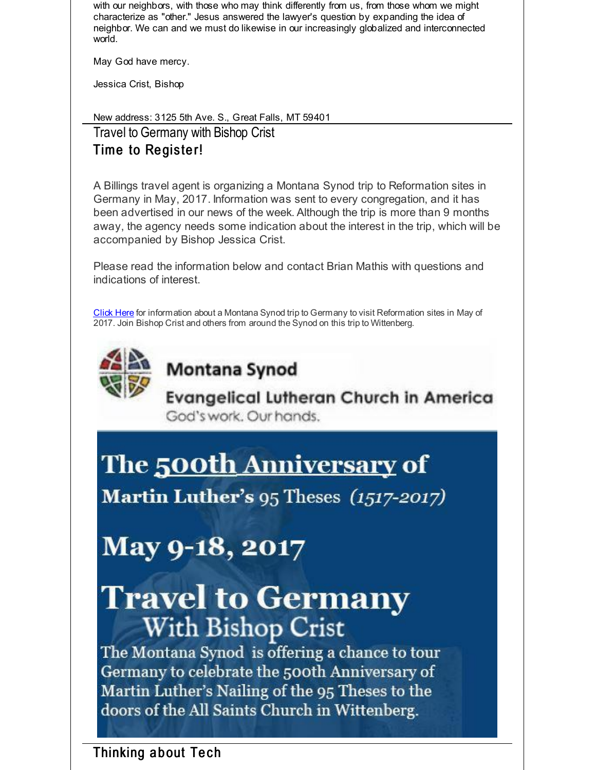with our neighbors, with those who may think differently from us, from those whom we might characterize as "other." Jesus answered the lawyer's question by expanding the idea of neighbor. We can and we must do likewise in our increasingly globalized and interconnected world.

May God have mercy.

Jessica Crist, Bishop

New address: 3125 5th Ave. S., Great Falls, MT 59401

## Travel to Germany with Bishop Crist

### Time to Register!

A Billings travel agent is organizing a Montana Synod trip to Reformation sites in Germany in May, 2017. Information was sent to every congregation, and it has been advertised in our news of the week. Although the trip is more than 9 months away, the agency needs some indication about the interest in the trip, which will be accompanied by Bishop Jessica Crist.

Please read the information below and contact Brian Mathis with questions and indications of interest.

Click Here for information about a Montana Synod trip to Germany to visit Reformation sites in May of 2017. Join Bishop Crist and others from around the Synod on this trip to Wittenberg.

Montana Synod

Evangelical Lutheran Church in America

God's work. Our hands.

The 500th Anniversary of

Martin Luther's 95 Theses *(1517-2017)*

May 9-18, 2017

Travel to Germany

With Bishop Crist

The Montana Synod is offering a chance to tour Germany to celebrate the 500th Anniversary of Martin Luther's Nailing of the 95 Theses to the doors of the All Saints Church in Wittenberg.

## Thinking about Tech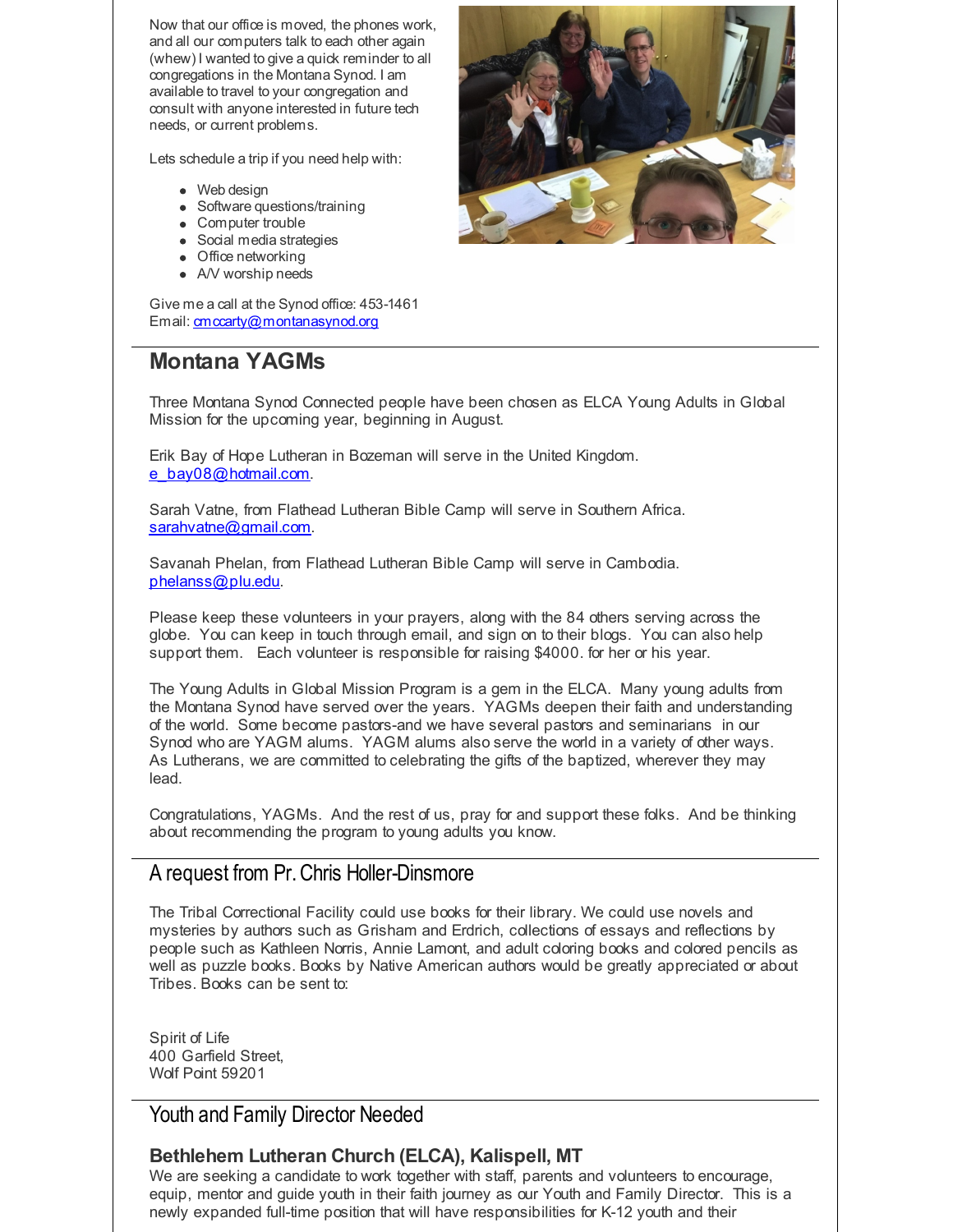Now that our office is moved, the phones work, and all our computers talk to each other again (whew) I wanted to give a quick reminder to all congregations in the Montana Synod. I am available to travel to your congregation and consult with anyone interested in future tech needs, or current problems.

Lets schedule a trip if you need help with:

- Web design
- Software questions/training
- Computer trouble
- Social media strategies
- Office networking
- A/V worship needs

Give me a call at the Synod office: 453-1461
Email: cmccarty@montanasynod.org

## Montana YAGMs

Three Montana Synod Connected people have been chosen as ELCA Young Adults in Global Mission for the upcoming year, beginning in August.

Erik Bay of Hope Lutheran in Bozeman will serve in the United Kingdom. e_bay08@hotmail.com.

Sarah Vatne, from Flathead Lutheran Bible Camp will serve in Southern Africa. sarahvatne@gmail.com.

Savanah Phelan, from Flathead Lutheran Bible Camp will serve in Cambodia. phelanss@plu.edu.

Please keep these volunteers in your prayers, along with the 84 others serving across the globe. You can keep in touch through email, and sign on to their blogs. You can also help support them. Each volunteer is responsible for raising $4000. for her or his year.

The Young Adults in Global Mission Program is a gem in the ELCA. Many young adults from the Montana Synod have served over the years. YAGMs deepen their faith and understanding of the world. Some become pastors-and we have several pastors and seminarians in our Synod who are YAGM alums. YAGM alums also serve the world in a variety of other ways. As Lutherans, we are committed to celebrating the gifts of the baptized, wherever they may lead.

Congratulations, YAGMs. And the rest of us, pray for and support these folks. And be thinking about recommending the program to young adults you know.

## A request from Pr. Chris Holler-Dinsmore

The Tribal Correctional Facility could use books for their library. We could use novels and mysteries by authors such as Grisham and Erdrich, collections of essays and reflections by people such as Kathleen Norris, Annie Lamont, and adult coloring books and colored pencils as well as puzzle books. Books by Native American authors would be greatly appreciated or about Tribes. Books can be sent to:

Spirit of Life
400 Garfield Street,
Wolf Point 59201

## Youth and Family Director Needed

### Bethlehem Lutheran Church (ELCA), Kalispell, MT

We are seeking a candidate to work together with staff, parents and volunteers to encourage, equip, mentor and guide youth in their faith journey as our Youth and Family Director. This is a newly expanded full-time position that will have responsibilities for K-12 youth and their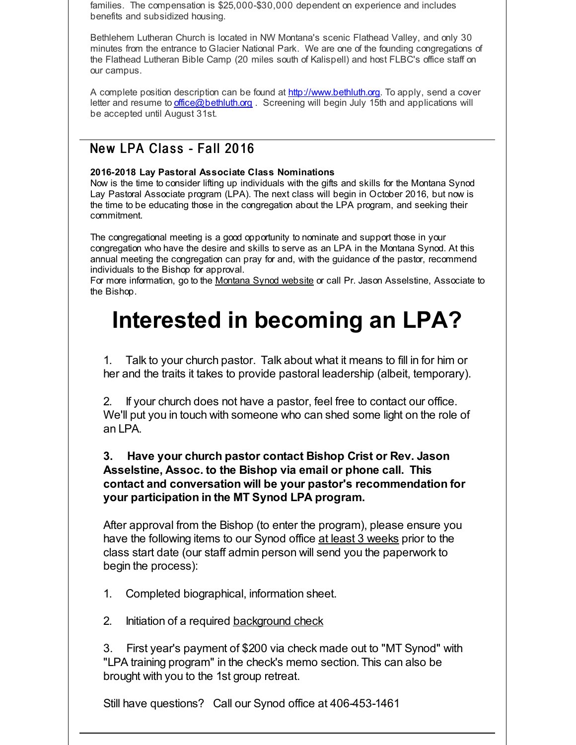families. The compensation is $25,000-$30,000 dependent on experience and includes benefits and subsidized housing.

Bethlehem Lutheran Church is located in NW Montana's scenic Flathead Valley, and only 30 minutes from the entrance to Glacier National Park. We are one of the founding congregations of the Flathead Lutheran Bible Camp (20 miles south of Kalispell) and host FLBC's office staff on our campus.

A complete position description can be found at http://www.bethluth.org. To apply, send a cover letter and resume to office@bethluth.org . Screening will begin July 15th and applications will be accepted until August 31st.

## New LPA Class - Fall 2016

**2016-2018 Lay Pastoral Associate Class Nominations**

Now is the time to consider lifting up individuals with the gifts and skills for the Montana Synod Lay Pastoral Associate program (LPA). The next class will begin in October 2016, but now is the time to be educating those in the congregation about the LPA program, and seeking their commitment.

The congregational meeting is a good opportunity to nominate and support those in your congregation who have the desire and skills to serve as an LPA in the Montana Synod. At this annual meeting the congregation can pray for and, with the guidance of the pastor, recommend individuals to the Bishop for approval.

For more information, go to the Montana Synod website or call Pr. Jason Asselstine, Associate to the Bishop.

# Interested in becoming an LPA?

1. Talk to your church pastor. Talk about what it means to fill in for him or her and the traits it takes to provide pastoral leadership (albeit, temporary).

2. If your church does not have a pastor, feel free to contact our office. We'll put you in touch with someone who can shed some light on the role of an LPA.

3. **Have your church pastor contact Bishop Crist or Rev. Jason Asselstine, Assoc. to the Bishop via email or phone call. This contact and conversation will be your pastor's recommendation for your participation in the MT Synod LPA program.**

After approval from the Bishop (to enter the program), please ensure you have the following items to our Synod office at least 3 weeks prior to the class start date (our staff admin person will send you the paperwork to begin the process):

1. Completed biographical, information sheet.

2. Initiation of a required background check

3. First year's payment of $200 via check made out to "MT Synod" with "LPA training program" in the check's memo section. This can also be brought with you to the 1st group retreat.

Still have questions? Call our Synod office at 406-453-1461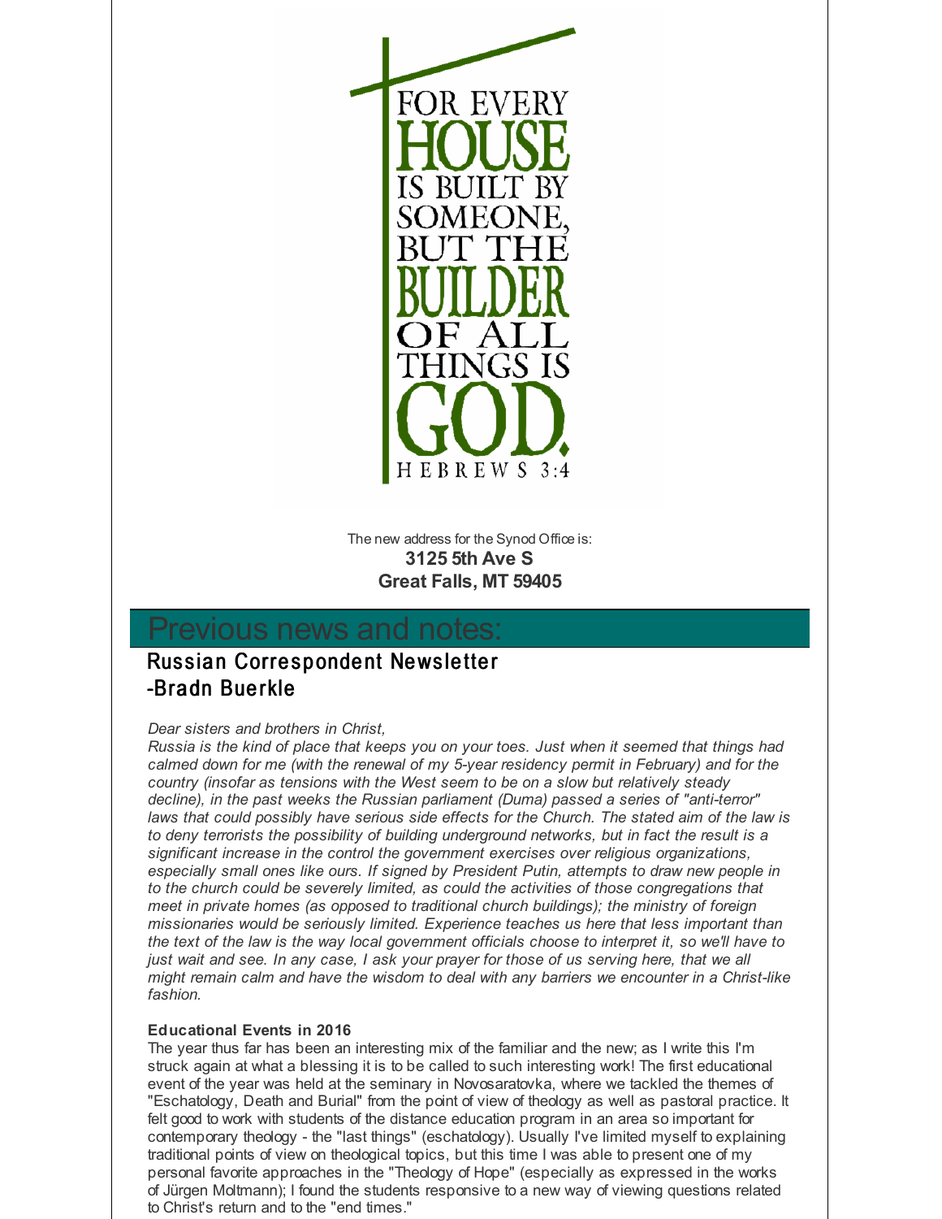FOR EVERY HOUSE IS BUILT BY SOMEONE, BUT THE BUILDER OF ALL THINGS IS GOD. HEBREWS 3:4

The new address for the Synod Office is:
**3125 5th Ave S**
**Great Falls, MT 59405**

# Previous news and notes:

## Russian Correspondent Newsletter -Bradn Buerkle

*Dear sisters and brothers in Christ,*
*Russia is the kind of place that keeps you on your toes. Just when it seemed that things had calmed down for me (with the renewal of my 5-year residency permit in February) and for the country (insofar as tensions with the West seem to be on a slow but relatively steady decline), in the past weeks the Russian parliament (Duma) passed a series of "anti-terror" laws that could possibly have serious side effects for the Church. The stated aim of the law is to deny terrorists the possibility of building underground networks, but in fact the result is a significant increase in the control the government exercises over religious organizations, especially small ones like ours. If signed by President Putin, attempts to draw new people in to the church could be severely limited, as could the activities of those congregations that meet in private homes (as opposed to traditional church buildings); the ministry of foreign missionaries would be seriously limited. Experience teaches us here that less important than the text of the law is the way local government officials choose to interpret it, so we'll have to just wait and see. In any case, I ask your prayer for those of us serving here, that we all might remain calm and have the wisdom to deal with any barriers we encounter in a Christ-like fashion.*

**Educational Events in 2016**
The year thus far has been an interesting mix of the familiar and the new; as I write this I'm struck again at what a blessing it is to be called to such interesting work! The first educational event of the year was held at the seminary in Novosaratovka, where we tackled the themes of "Eschatology, Death and Burial" from the point of view of theology as well as pastoral practice. It felt good to work with students of the distance education program in an area so important for contemporary theology - the "last things" (eschatology). Usually I've limited myself to explaining traditional points of view on theological topics, but this time I was able to present one of my personal favorite approaches in the "Theology of Hope" (especially as expressed in the works of Jürgen Moltmann); I found the students responsive to a new way of viewing questions related to Christ's return and to the "end times."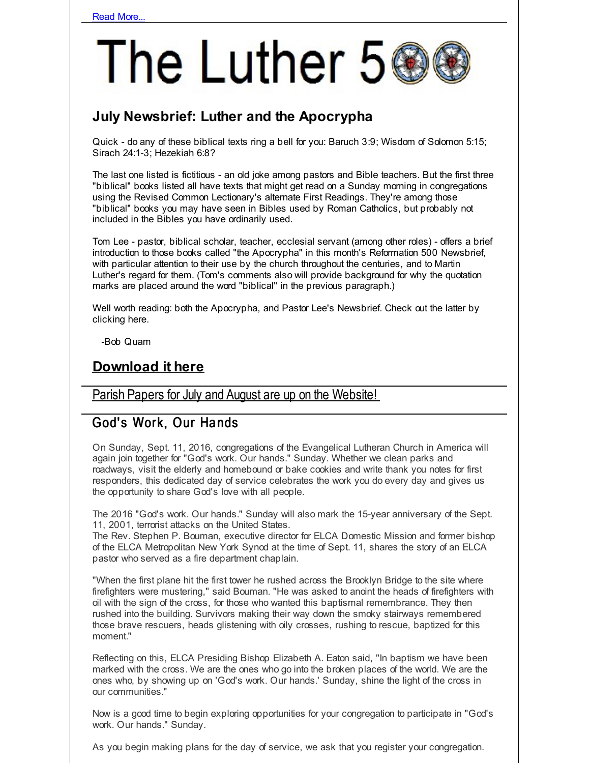Read More...

# The Luther 500

## July Newsbrief: Luther and the Apocrypha

Quick - do any of these biblical texts ring a bell for you: Baruch 3:9; Wisdom of Solomon 5:15; Sirach 24:1-3; Hezekiah 6:8?

The last one listed is fictitious - an old joke among pastors and Bible teachers. But the first three "biblical" books listed all have texts that might get read on a Sunday morning in congregations using the Revised Common Lectionary's alternate First Readings. They're among those "biblical" books you may have seen in Bibles used by Roman Catholics, but probably not included in the Bibles you have ordinarily used.

Tom Lee - pastor, biblical scholar, teacher, ecclesial servant (among other roles) - offers a brief introduction to those books called "the Apocrypha" in this month's Reformation 500 Newsbrief, with particular attention to their use by the church throughout the centuries, and to Martin Luther's regard for them. (Tom's comments also will provide background for why the quotation marks are placed around the word "biblical" in the previous paragraph.)

Well worth reading: both the Apocrypha, and Pastor Lee's Newsbrief. Check out the latter by clicking here.

-Bob Quam

## Download it here

## Parish Papers for July and August are up on the Website!

## God's Work, Our Hands

On Sunday, Sept. 11, 2016, congregations of the Evangelical Lutheran Church in America will again join together for "God's work. Our hands." Sunday. Whether we clean parks and roadways, visit the elderly and homebound or bake cookies and write thank you notes for first responders, this dedicated day of service celebrates the work you do every day and gives us the opportunity to share God's love with all people.

The 2016 "God's work. Our hands." Sunday will also mark the 15-year anniversary of the Sept. 11, 2001, terrorist attacks on the United States.
The Rev. Stephen P. Bouman, executive director for ELCA Domestic Mission and former bishop of the ELCA Metropolitan New York Synod at the time of Sept. 11, shares the story of an ELCA pastor who served as a fire department chaplain.

"When the first plane hit the first tower he rushed across the Brooklyn Bridge to the site where firefighters were mustering," said Bouman. "He was asked to anoint the heads of firefighters with oil with the sign of the cross, for those who wanted this baptismal remembrance. They then rushed into the building. Survivors making their way down the smoky stairways remembered those brave rescuers, heads glistening with oily crosses, rushing to rescue, baptized for this moment."

Reflecting on this, ELCA Presiding Bishop Elizabeth A. Eaton said, "In baptism we have been marked with the cross. We are the ones who go into the broken places of the world. We are the ones who, by showing up on 'God's work. Our hands.' Sunday, shine the light of the cross in our communities."

Now is a good time to begin exploring opportunities for your congregation to participate in "God's work. Our hands." Sunday.

As you begin making plans for the day of service, we ask that you register your congregation.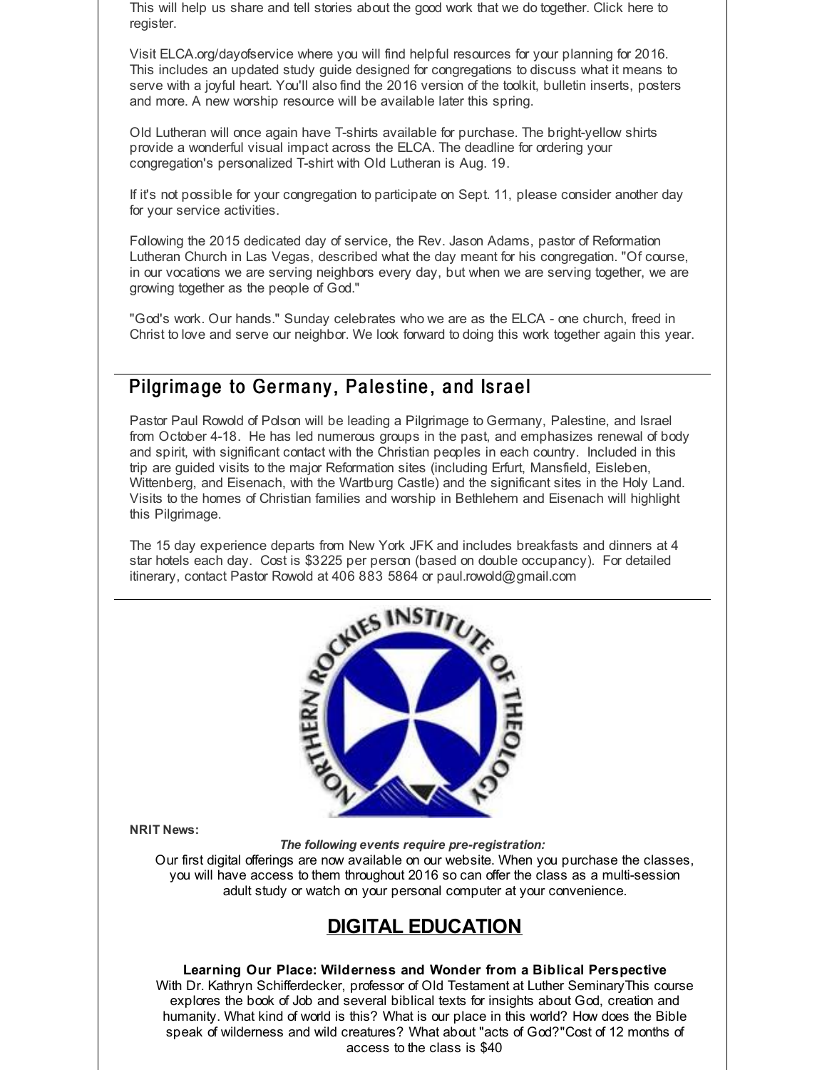This will help us share and tell stories about the good work that we do together. Click here to register.

Visit ELCA.org/dayofservice where you will find helpful resources for your planning for 2016. This includes an updated study guide designed for congregations to discuss what it means to serve with a joyful heart. You'll also find the 2016 version of the toolkit, bulletin inserts, posters and more. A new worship resource will be available later this spring.

Old Lutheran will once again have T-shirts available for purchase. The bright-yellow shirts provide a wonderful visual impact across the ELCA. The deadline for ordering your congregation's personalized T-shirt with Old Lutheran is Aug. 19.

If it's not possible for your congregation to participate on Sept. 11, please consider another day for your service activities.

Following the 2015 dedicated day of service, the Rev. Jason Adams, pastor of Reformation Lutheran Church in Las Vegas, described what the day meant for his congregation. "Of course, in our vocations we are serving neighbors every day, but when we are serving together, we are growing together as the people of God."

"God's work. Our hands." Sunday celebrates who we are as the ELCA - one church, freed in Christ to love and serve our neighbor. We look forward to doing this work together again this year.

## Pilgrimage to Germany, Palestine, and Israel

Pastor Paul Rowold of Polson will be leading a Pilgrimage to Germany, Palestine, and Israel from October 4-18. He has led numerous groups in the past, and emphasizes renewal of body and spirit, with significant contact with the Christian peoples in each country. Included in this trip are guided visits to the major Reformation sites (including Erfurt, Mansfield, Eisleben, Wittenberg, and Eisenach, with the Wartburg Castle) and the significant sites in the Holy Land. Visits to the homes of Christian families and worship in Bethlehem and Eisenach will highlight this Pilgrimage.

The 15 day experience departs from New York JFK and includes breakfasts and dinners at 4 star hotels each day. Cost is $3225 per person (based on double occupancy). For detailed itinerary, contact Pastor Rowold at 406 883 5864 or paul.rowold@gmail.com

**NRIT News:**

***The following events require pre-registration:***

Our first digital offerings are now available on our website. When you purchase the classes, you will have access to them throughout 2016 so can offer the class as a multi-session adult study or watch on your personal computer at your convenience.

## DIGITAL EDUCATION

**Learning Our Place: Wilderness and Wonder from a Biblical Perspective**

With Dr. Kathryn Schifferdecker, professor of Old Testament at Luther SeminaryThis course explores the book of Job and several biblical texts for insights about God, creation and humanity. What kind of world is this? What is our place in this world? How does the Bible speak of wilderness and wild creatures? What about "acts of God?"Cost of 12 months of access to the class is $40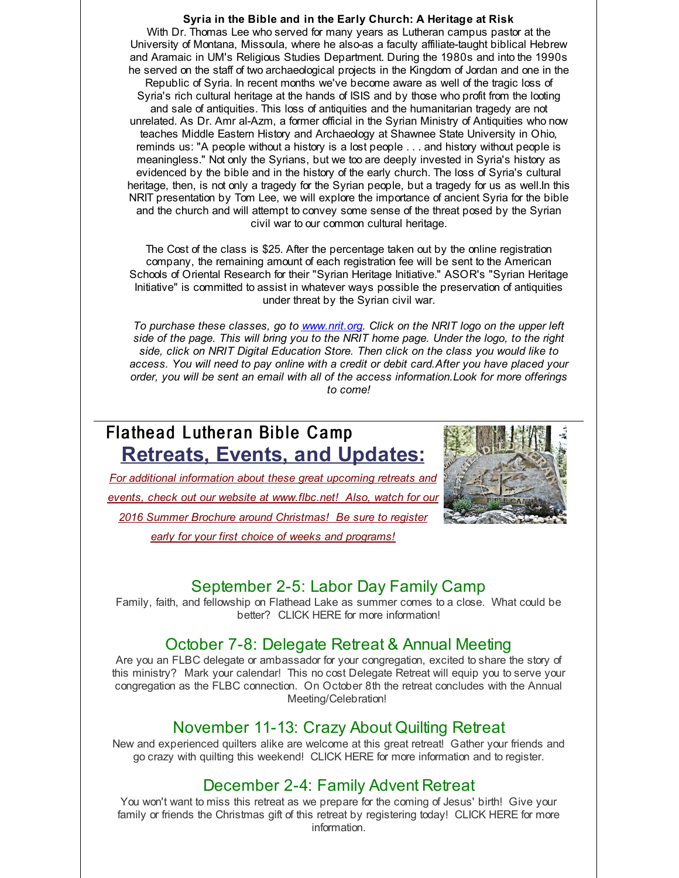**Syria in the Bible and in the Early Church: A Heritage at Risk**

With Dr. Thomas Lee who served for many years as Lutheran campus pastor at the University of Montana, Missoula, where he also-as a faculty affiliate-taught biblical Hebrew and Aramaic in UM's Religious Studies Department. During the 1980s and into the 1990s he served on the staff of two archaeological projects in the Kingdom of Jordan and one in the Republic of Syria. In recent months we've become aware as well of the tragic loss of Syria's rich cultural heritage at the hands of ISIS and by those who profit from the looting and sale of antiquities. This loss of antiquities and the humanitarian tragedy are not unrelated. As Dr. Amr al-Azm, a former official in the Syrian Ministry of Antiquities who now teaches Middle Eastern History and Archaeology at Shawnee State University in Ohio, reminds us: "A people without a history is a lost people . . . and history without people is meaningless." Not only the Syrians, but we too are deeply invested in Syria's history as evidenced by the bible and in the history of the early church. The loss of Syria's cultural heritage, then, is not only a tragedy for the Syrian people, but a tragedy for us as well.In this NRIT presentation by Tom Lee, we will explore the importance of ancient Syria for the bible and the church and will attempt to convey some sense of the threat posed by the Syrian civil war to our common cultural heritage.

The Cost of the class is $25. After the percentage taken out by the online registration company, the remaining amount of each registration fee will be sent to the American Schools of Oriental Research for their "Syrian Heritage Initiative." ASOR's "Syrian Heritage Initiative" is committed to assist in whatever ways possible the preservation of antiquities under threat by the Syrian civil war.

*To purchase these classes, go to www.nrit.org. Click on the NRIT logo on the upper left side of the page. This will bring you to the NRIT home page. Under the logo, to the right side, click on NRIT Digital Education Store. Then click on the class you would like to access. You will need to pay online with a credit or debit card.After you have placed your order, you will be sent an email with all of the access information.Look for more offerings to come!*

## Flathead Lutheran Bible Camp

## Retreats, Events, and Updates:

*For additional information about these great upcoming retreats and events, check out our website at www.flbc.net! Also, watch for our 2016 Summer Brochure around Christmas! Be sure to register early for your first choice of weeks and programs!*

### September 2-5: Labor Day Family Camp

Family, faith, and fellowship on Flathead Lake as summer comes to a close. What could be better? CLICK HERE for more information!

### October 7-8: Delegate Retreat & Annual Meeting

Are you an FLBC delegate or ambassador for your congregation, excited to share the story of this ministry? Mark your calendar! This no cost Delegate Retreat will equip you to serve your congregation as the FLBC connection. On October 8th the retreat concludes with the Annual Meeting/Celebration!

### November 11-13: Crazy About Quilting Retreat

New and experienced quilters alike are welcome at this great retreat! Gather your friends and go crazy with quilting this weekend! CLICK HERE for more information and to register.

### December 2-4: Family Advent Retreat

You won't want to miss this retreat as we prepare for the coming of Jesus' birth! Give your family or friends the Christmas gift of this retreat by registering today! CLICK HERE for more information.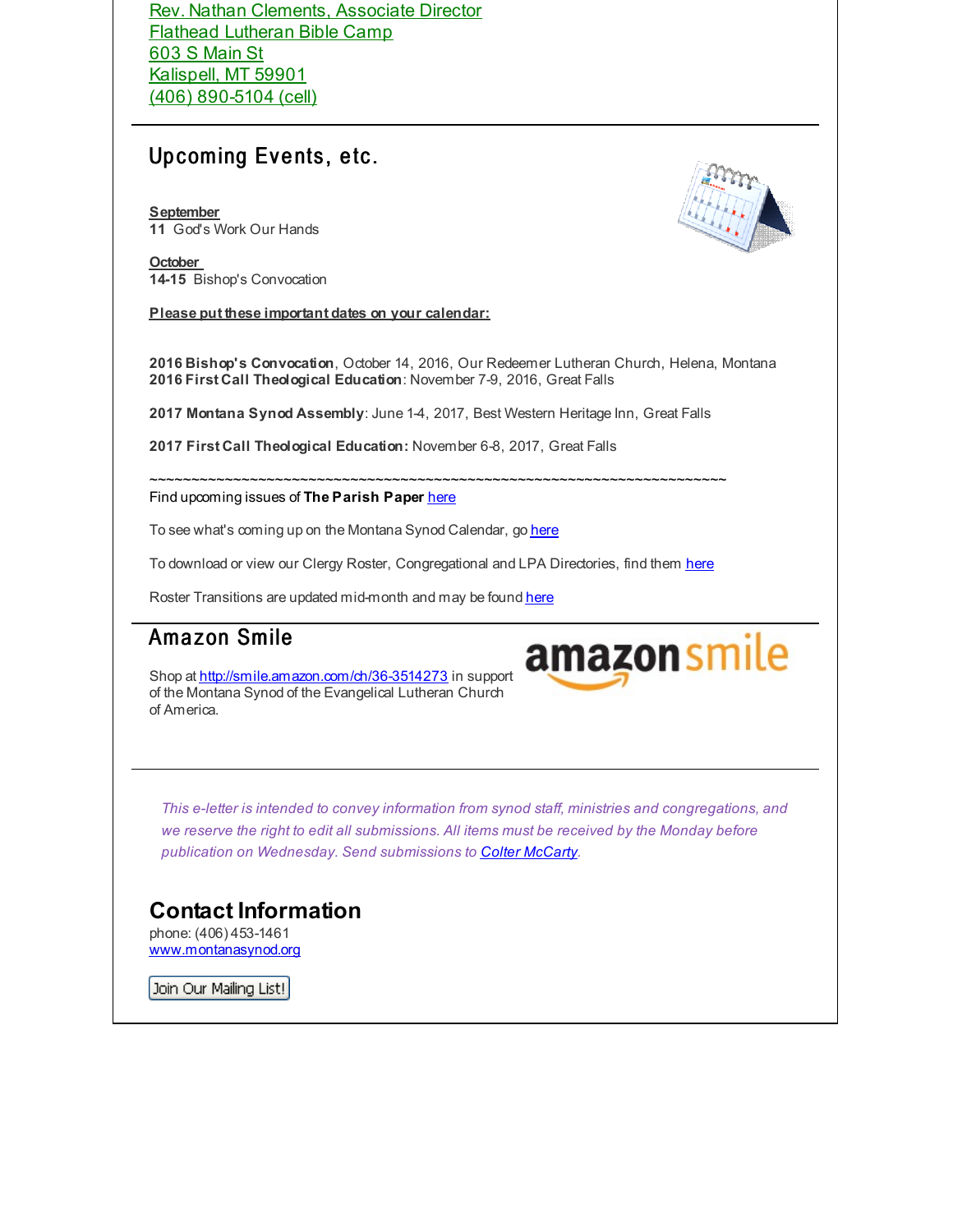Rev. Nathan Clements, Associate Director
Flathead Lutheran Bible Camp
603 S Main St
Kalispell, MT 59901
(406) 890-5104 (cell)

---

## Upcoming Events, etc.

**September**
**11** God's Work Our Hands

**October**
**14-15** Bishop's Convocation

**Please put these important dates on your calendar:**

**2016 Bishop's Convocation**, October 14, 2016, Our Redeemer Lutheran Church, Helena, Montana
**2016 First Call Theological Education**: November 7-9, 2016, Great Falls

**2017 Montana Synod Assembly**: June 1-4, 2017, Best Western Heritage Inn, Great Falls

**2017 First Call Theological Education:** November 6-8, 2017, Great Falls

~~~~~~~~~~~~~~~~~~~~~~~~~~~~~~~~~~~~~~~~~~~~~~~~~~~~~~~~~~~~~~~~~~~~~~~~~~~~~~

Find upcoming issues of **The Parish Paper** here

To see what's coming up on the Montana Synod Calendar, go here

To download or view our Clergy Roster, Congregational and LPA Directories, find them here

Roster Transitions are updated mid-month and may be found here

---

## Amazon Smile

Shop at http://smile.amazon.com/ch/36-3514273 in support of the Montana Synod of the Evangelical Lutheran Church of America.

---

*This e-letter is intended to convey information from synod staff, ministries and congregations, and we reserve the right to edit all submissions. All items must be received by the Monday before publication on Wednesday. Send submissions to Colter McCarty.*

## Contact Information

phone: (406) 453-1461
www.montanasynod.org

Join Our Mailing List!